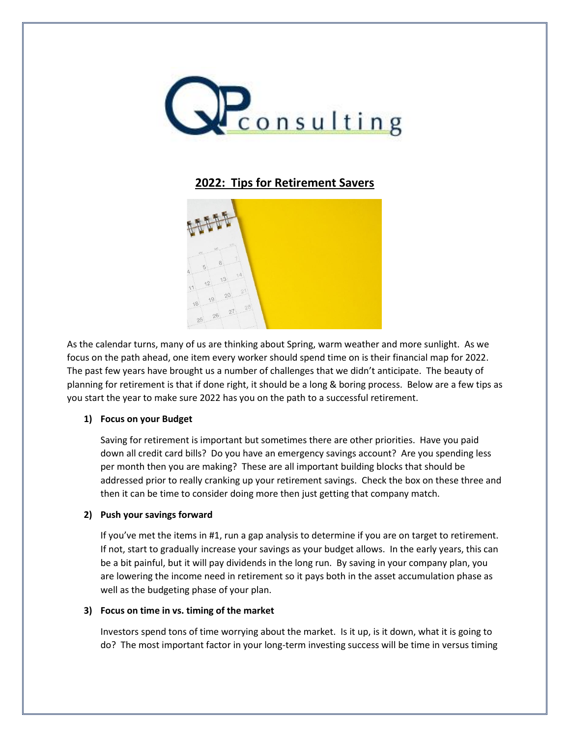## 2022: Tips for Retirement Savers

As the calendar turns, many of us are thinking about Spring, warm weather and more sunlight. As we focus on the path ahead, one item every worker should spend time on is their financial map for 2022. The past few years have brought us a number of challenges that we didn't anticipate. The beauty of planning for retirement is that if done right, it should be a long & boring process. Below are a few tips as you start the year to make sure 2022 has you on the path to a successful retirement.

**1) Focus on your Budget**

Saving for retirement is important but sometimes there are other priorities. Have you paid down all credit card bills? Do you have an emergency savings account? Are you spending less per month then you are making? These are all important building blocks that should be addressed prior to really cranking up your retirement savings. Check the box on these three and then it can be time to consider doing more then just getting that company match.

**2) Push your savings forward**

If you've met the items in #1, run a gap analysis to determine if you are on target to retirement. If not, start to gradually increase your savings as your budget allows. In the early years, this can be a bit painful, but it will pay dividends in the long run. By saving in your company plan, you are lowering the income need in retirement so it pays both in the asset accumulation phase as well as the budgeting phase of your plan.

**3) Focus on time in vs. timing of the market**

Investors spend tons of time worrying about the market. Is it up, is it down, what it is going to do? The most important factor in your long-term investing success will be time in versus timing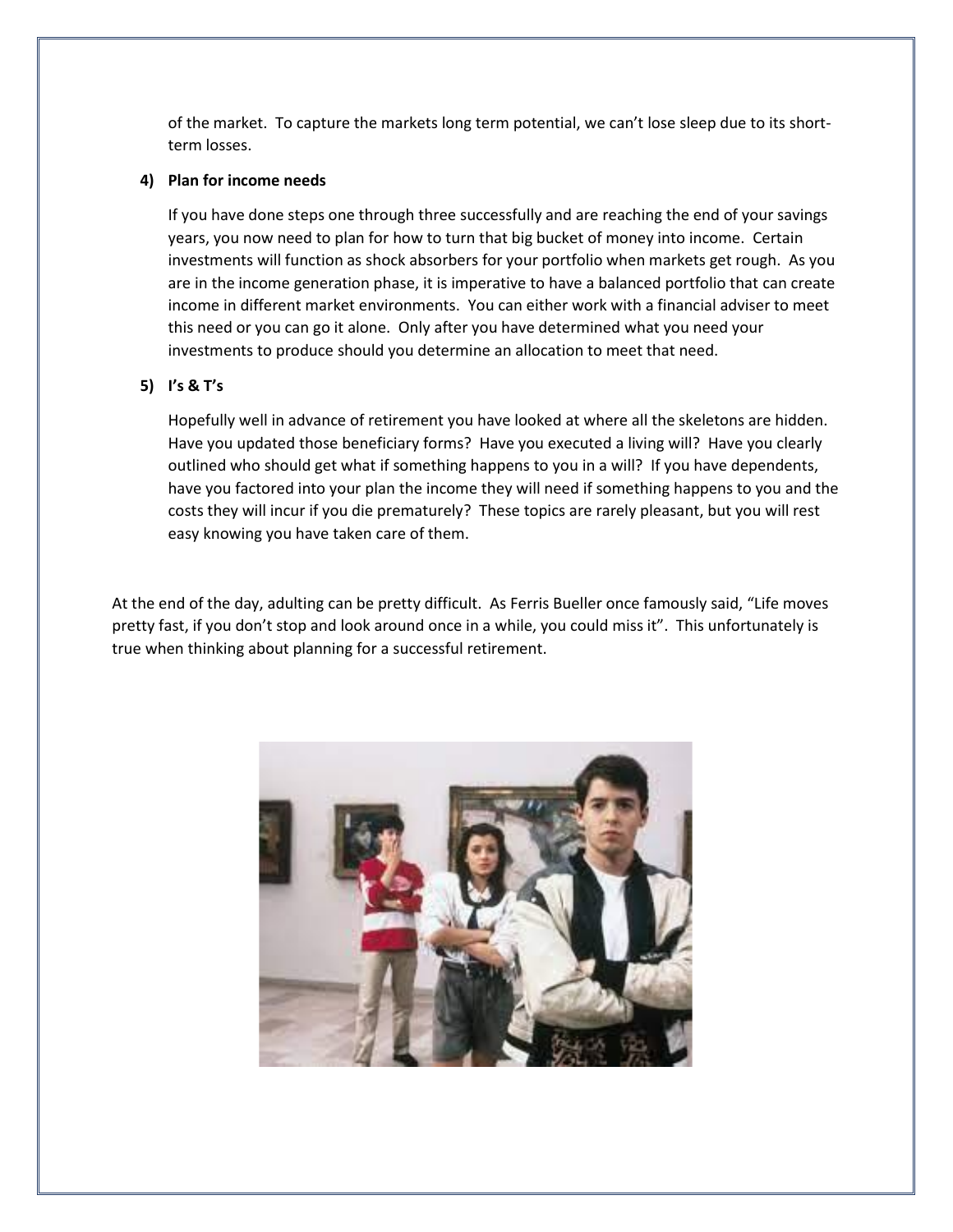of the market. To capture the markets long term potential, we can't lose sleep due to its short-term losses.

**4) Plan for income needs**

If you have done steps one through three successfully and are reaching the end of your savings years, you now need to plan for how to turn that big bucket of money into income. Certain investments will function as shock absorbers for your portfolio when markets get rough. As you are in the income generation phase, it is imperative to have a balanced portfolio that can create income in different market environments. You can either work with a financial adviser to meet this need or you can go it alone. Only after you have determined what you need your investments to produce should you determine an allocation to meet that need.

**5) I's & T's**

Hopefully well in advance of retirement you have looked at where all the skeletons are hidden. Have you updated those beneficiary forms? Have you executed a living will? Have you clearly outlined who should get what if something happens to you in a will? If you have dependents, have you factored into your plan the income they will need if something happens to you and the costs they will incur if you die prematurely? These topics are rarely pleasant, but you will rest easy knowing you have taken care of them.

At the end of the day, adulting can be pretty difficult. As Ferris Bueller once famously said, "Life moves pretty fast, if you don't stop and look around once in a while, you could miss it". This unfortunately is true when thinking about planning for a successful retirement.